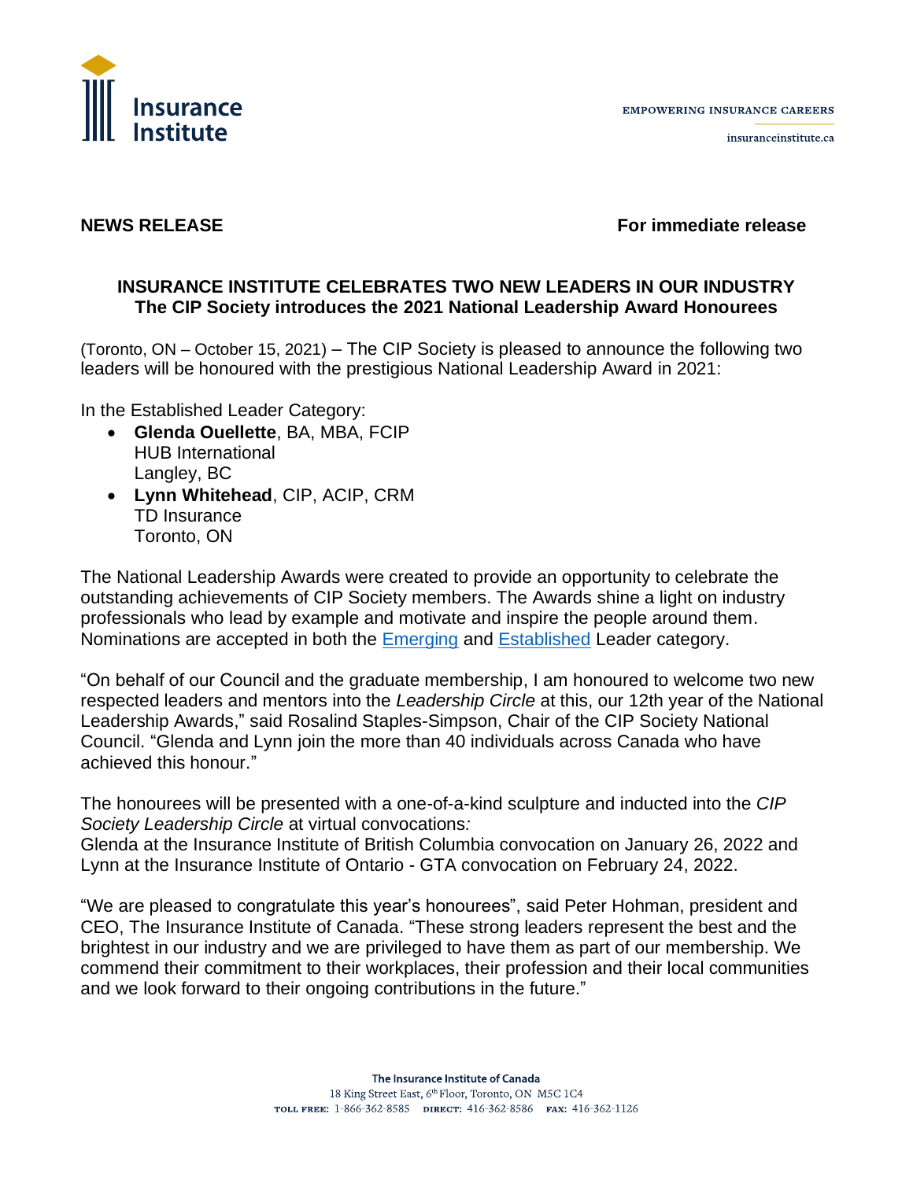**NEWS RELEASE** **For immediate release**

## INSURANCE INSTITUTE CELEBRATES TWO NEW LEADERS IN OUR INDUSTRY
### The CIP Society introduces the 2021 National Leadership Award Honourees

(Toronto, ON – October 15, 2021) – The CIP Society is pleased to announce the following two leaders will be honoured with the prestigious National Leadership Award in 2021:

In the Established Leader Category:

- **Glenda Ouellette**, BA, MBA, FCIP
  HUB International
  Langley, BC
- **Lynn Whitehead**, CIP, ACIP, CRM
  TD Insurance
  Toronto, ON

The National Leadership Awards were created to provide an opportunity to celebrate the outstanding achievements of CIP Society members. The Awards shine a light on industry professionals who lead by example and motivate and inspire the people around them. Nominations are accepted in both the Emerging and Established Leader category.

"On behalf of our Council and the graduate membership, I am honoured to welcome two new respected leaders and mentors into the *Leadership Circle* at this, our 12th year of the National Leadership Awards," said Rosalind Staples-Simpson, Chair of the CIP Society National Council. "Glenda and Lynn join the more than 40 individuals across Canada who have achieved this honour."

The honourees will be presented with a one-of-a-kind sculpture and inducted into the *CIP Society Leadership Circle* at virtual convocations*:*
Glenda at the Insurance Institute of British Columbia convocation on January 26, 2022 and Lynn at the Insurance Institute of Ontario - GTA convocation on February 24, 2022.

"We are pleased to congratulate this year's honourees", said Peter Hohman, president and CEO, The Insurance Institute of Canada. "These strong leaders represent the best and the brightest in our industry and we are privileged to have them as part of our membership. We commend their commitment to their workplaces, their profession and their local communities and we look forward to their ongoing contributions in the future."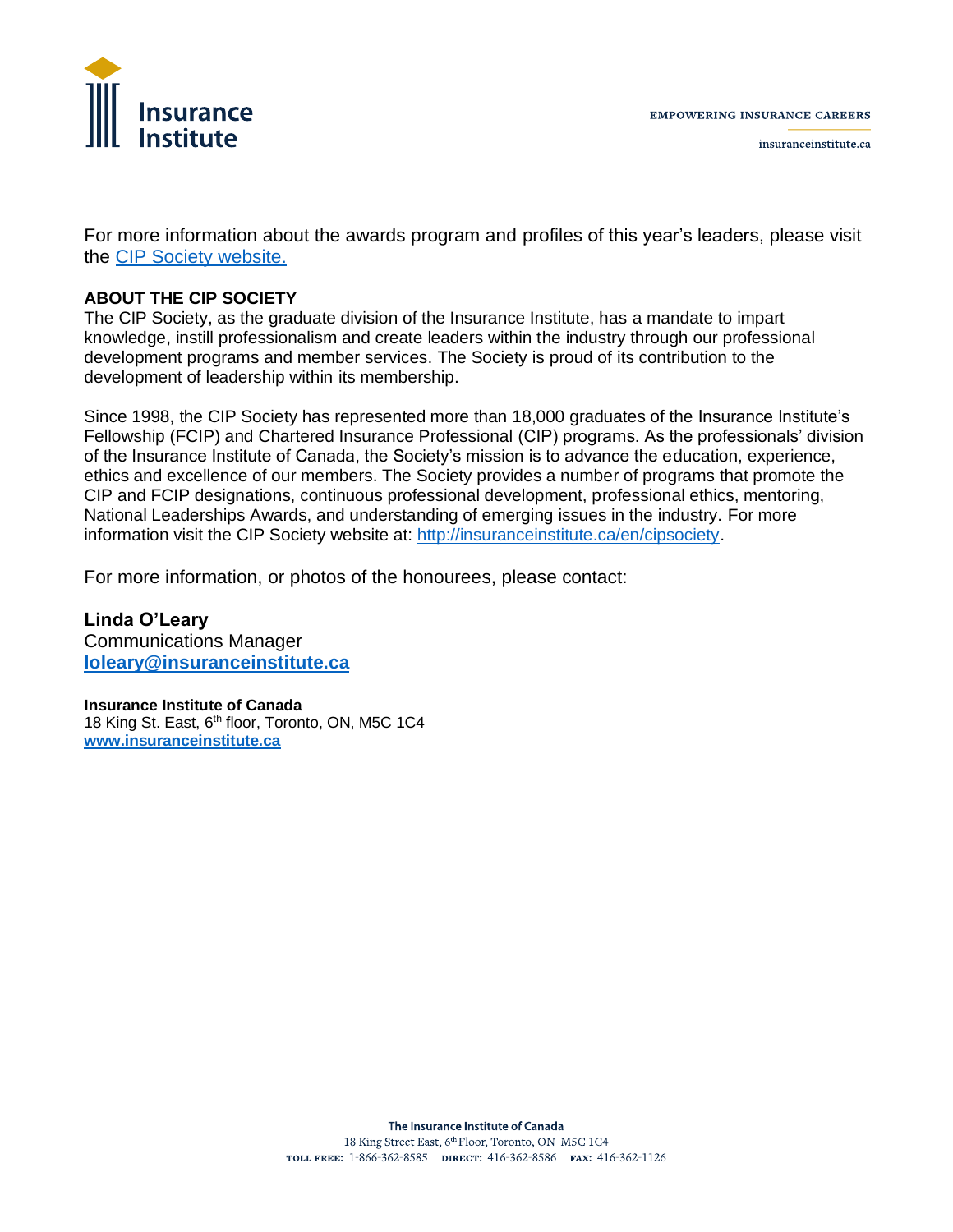For more information about the awards program and profiles of this year's leaders, please visit the [CIP Society website.](#)

**ABOUT THE CIP SOCIETY**
The CIP Society, as the graduate division of the Insurance Institute, has a mandate to impart knowledge, instill professionalism and create leaders within the industry through our professional development programs and member services. The Society is proud of its contribution to the development of leadership within its membership.

Since 1998, the CIP Society has represented more than 18,000 graduates of the Insurance Institute's Fellowship (FCIP) and Chartered Insurance Professional (CIP) programs. As the professionals' division of the Insurance Institute of Canada, the Society's mission is to advance the education, experience, ethics and excellence of our members. The Society provides a number of programs that promote the CIP and FCIP designations, continuous professional development, professional ethics, mentoring, National Leaderships Awards, and understanding of emerging issues in the industry. For more information visit the CIP Society website at: http://insuranceinstitute.ca/en/cipsociety.

For more information, or photos of the honourees, please contact:

**Linda O'Leary**
Communications Manager
**loleary@insuranceinstitute.ca**

**Insurance Institute of Canada**
18 King St. East, 6th floor, Toronto, ON, M5C 1C4
**www.insuranceinstitute.ca**